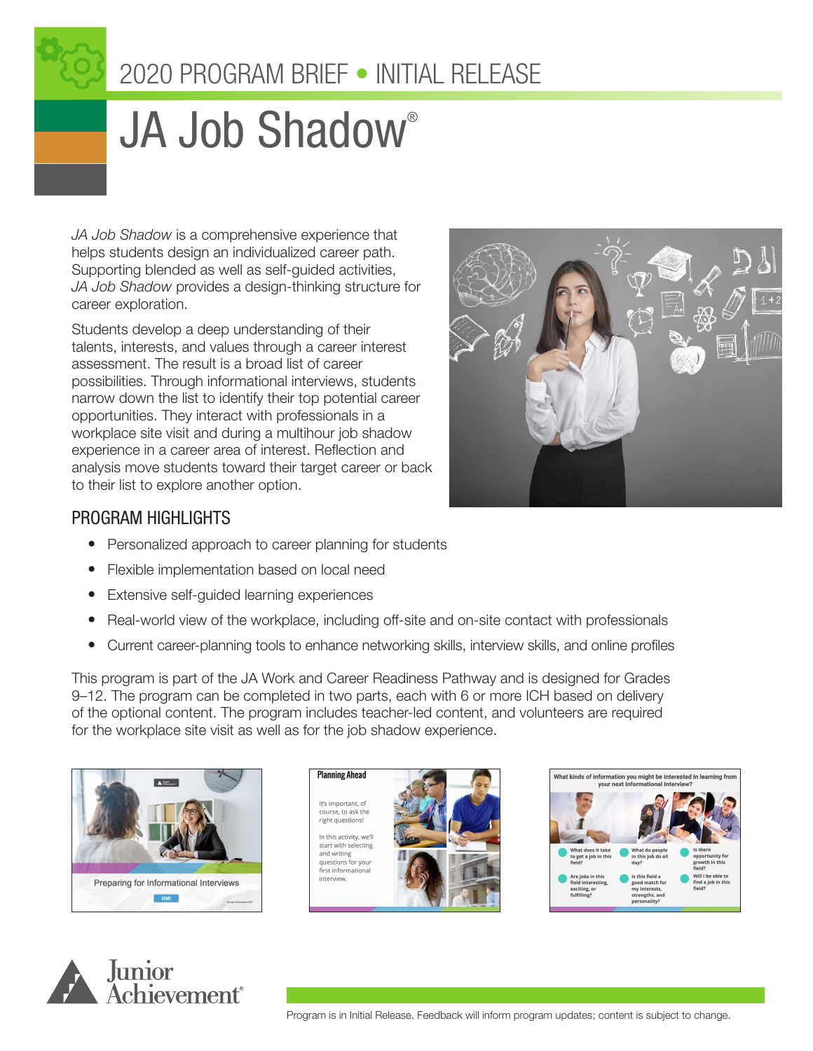2020 PROGRAM BRIEF • INITIAL RELEASE

# JA Job Shadow®

*JA Job Shadow* is a comprehensive experience that helps students design an individualized career path. Supporting blended as well as self-guided activities, *JA Job Shadow* provides a design-thinking structure for career exploration.

Students develop a deep understanding of their talents, interests, and values through a career interest assessment. The result is a broad list of career possibilities. Through informational interviews, students narrow down the list to identify their top potential career opportunities. They interact with professionals in a workplace site visit and during a multihour job shadow experience in a career area of interest. Reflection and analysis move students toward their target career or back to their list to explore another option.

## PROGRAM HIGHLIGHTS

- Personalized approach to career planning for students
- Flexible implementation based on local need
- Extensive self-guided learning experiences
- Real-world view of the workplace, including off-site and on-site contact with professionals
- Current career-planning tools to enhance networking skills, interview skills, and online profiles

This program is part of the JA Work and Career Readiness Pathway and is designed for Grades 9–12. The program can be completed in two parts, each with 6 or more ICH based on delivery of the optional content. The program includes teacher-led content, and volunteers are required for the workplace site visit as well as for the job shadow experience.

Junior Achievement®

Program is in Initial Release. Feedback will inform program updates; content is subject to change.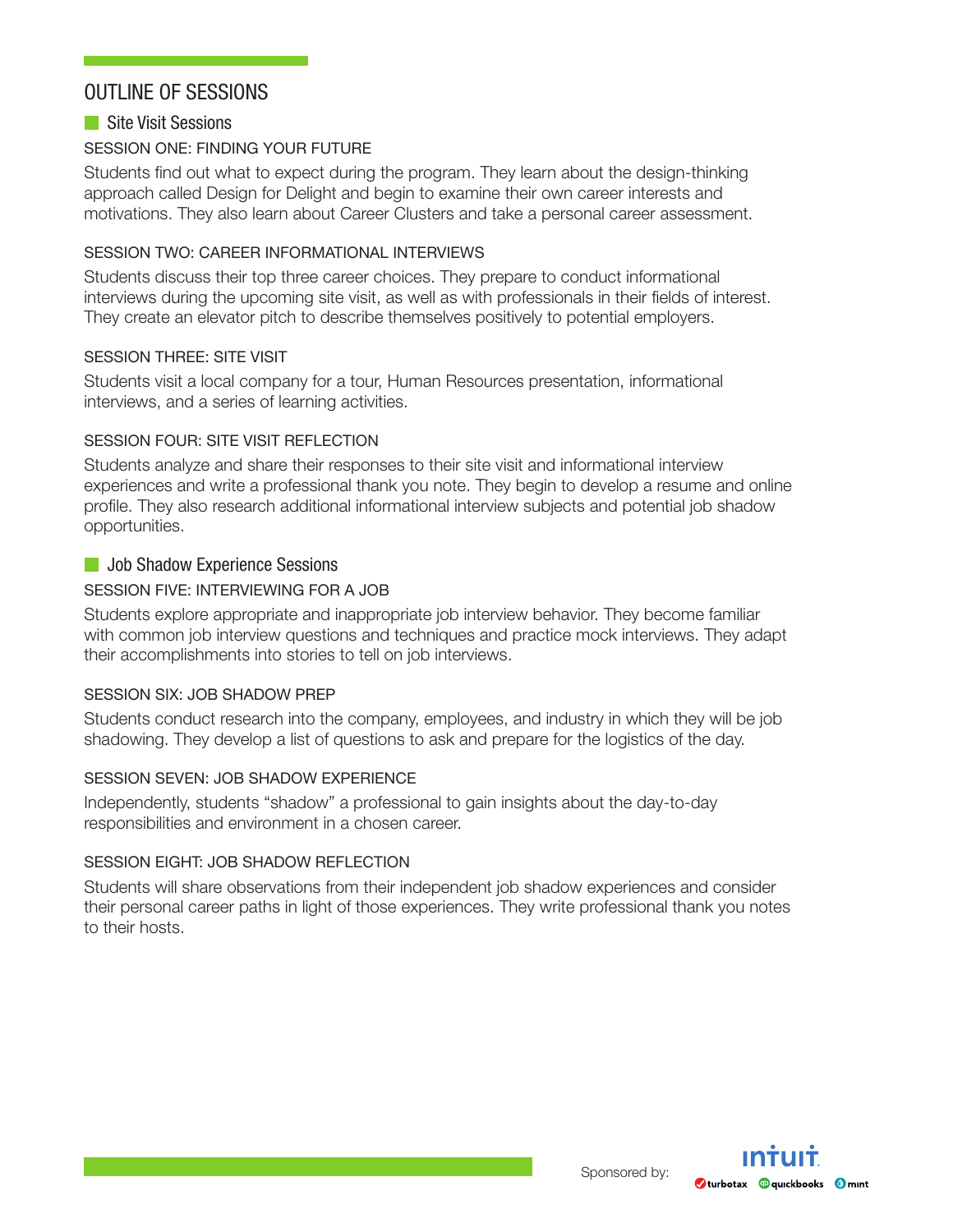# OUTLINE OF SESSIONS

## Site Visit Sessions

### SESSION ONE: FINDING YOUR FUTURE

Students find out what to expect during the program. They learn about the design-thinking approach called Design for Delight and begin to examine their own career interests and motivations. They also learn about Career Clusters and take a personal career assessment.

### SESSION TWO: CAREER INFORMATIONAL INTERVIEWS

Students discuss their top three career choices. They prepare to conduct informational interviews during the upcoming site visit, as well as with professionals in their fields of interest. They create an elevator pitch to describe themselves positively to potential employers.

### SESSION THREE: SITE VISIT

Students visit a local company for a tour, Human Resources presentation, informational interviews, and a series of learning activities.

### SESSION FOUR: SITE VISIT REFLECTION

Students analyze and share their responses to their site visit and informational interview experiences and write a professional thank you note. They begin to develop a resume and online profile. They also research additional informational interview subjects and potential job shadow opportunities.

## Job Shadow Experience Sessions

### SESSION FIVE: INTERVIEWING FOR A JOB

Students explore appropriate and inappropriate job interview behavior. They become familiar with common job interview questions and techniques and practice mock interviews. They adapt their accomplishments into stories to tell on job interviews.

### SESSION SIX: JOB SHADOW PREP

Students conduct research into the company, employees, and industry in which they will be job shadowing. They develop a list of questions to ask and prepare for the logistics of the day.

### SESSION SEVEN: JOB SHADOW EXPERIENCE

Independently, students "shadow" a professional to gain insights about the day-to-day responsibilities and environment in a chosen career.

### SESSION EIGHT: JOB SHADOW REFLECTION

Students will share observations from their independent job shadow experiences and consider their personal career paths in light of those experiences. They write professional thank you notes to their hosts.

Sponsored by: Intuit turbotax quickbooks mint